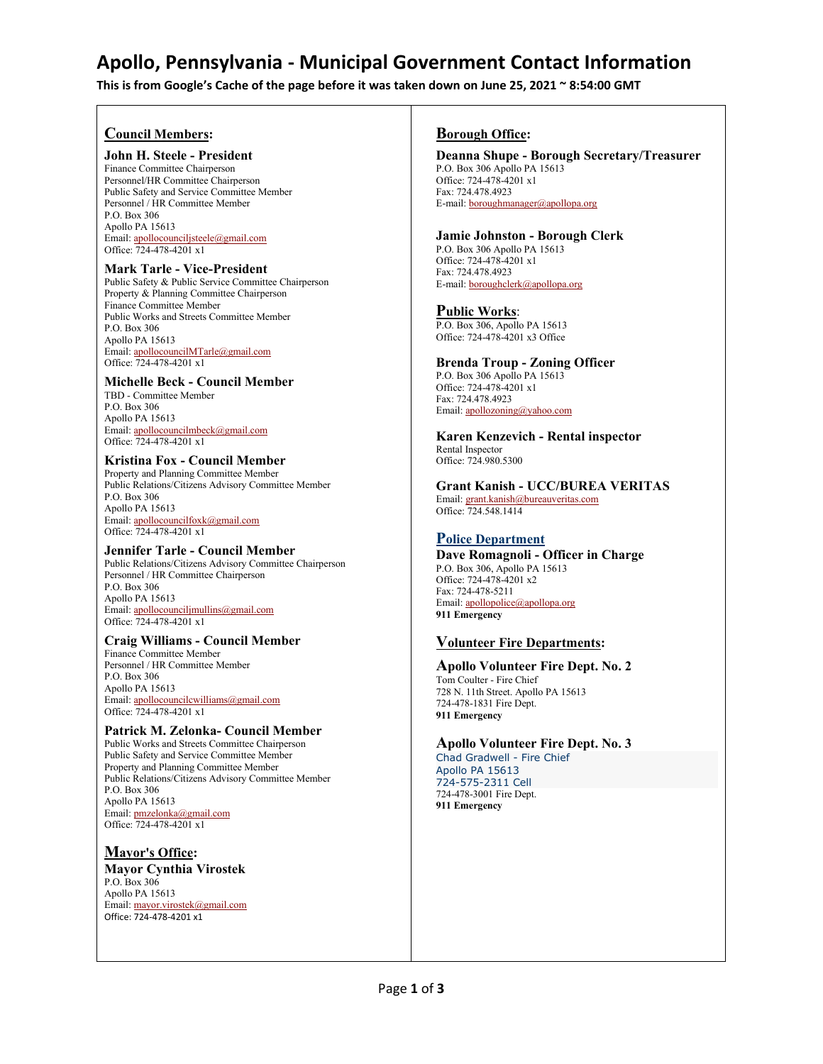# Apollo, Pennsylvania - Municipal Government Contact Information

**This is from Google's Cache of the page before it was taken down on June 25, 2021 ~ 8:54:00 GMT**

## Council Members:

### John H. Steele - President

Finance Committee Chairperson
Personnel/HR Committee Chairperson
Public Safety and Service Committee Member
Personnel / HR Committee Member
P.O. Box 306
Apollo PA 15613
Email: apollocounciljsteele@gmail.com
Office: 724-478-4201 x1

### Mark Tarle - Vice-President

Public Safety & Public Service Committee Chairperson
Property & Planning Committee Chairperson
Finance Committee Member
Public Works and Streets Committee Member
P.O. Box 306
Apollo PA 15613
Email: apollocouncilMTarle@gmail.com
Office: 724-478-4201 x1

### Michelle Beck - Council Member

TBD - Committee Member
P.O. Box 306
Apollo PA 15613
Email: apollocouncilmbeck@gmail.com
Office: 724-478-4201 x1

### Kristina Fox - Council Member

Property and Planning Committee Member
Public Relations/Citizens Advisory Committee Member
P.O. Box 306
Apollo PA 15613
Email: apollocouncilfoxk@gmail.com
Office: 724-478-4201 x1

### Jennifer Tarle - Council Member

Public Relations/Citizens Advisory Committee Chairperson
Personnel / HR Committee Chairperson
P.O. Box 306
Apollo PA 15613
Email: apollocounciljmullins@gmail.com
Office: 724-478-4201 x1

### Craig Williams - Council Member

Finance Committee Member
Personnel / HR Committee Member
P.O. Box 306
Apollo PA 15613
Email: apollocouncilcwilliams@gmail.com
Office: 724-478-4201 x1

### Patrick M. Zelonka- Council Member

Public Works and Streets Committee Chairperson
Public Safety and Service Committee Member
Property and Planning Committee Member
Public Relations/Citizens Advisory Committee Member
P.O. Box 306
Apollo PA 15613
Email: pmzelonka@gmail.com
Office: 724-478-4201 x1

## Mayor's Office:

### Mayor Cynthia Virostek

P.O. Box 306
Apollo PA 15613
Email: mayor.virostek@gmail.com
Office: 724-478-4201 x1

## Borough Office:

### Deanna Shupe - Borough Secretary/Treasurer

P.O. Box 306 Apollo PA 15613
Office: 724-478-4201 x1
Fax: 724.478.4923
E-mail: boroughmanager@apollopa.org

### Jamie Johnston - Borough Clerk

P.O. Box 306 Apollo PA 15613
Office: 724-478-4201 x1
Fax: 724.478.4923
E-mail: boroughclerk@apollopa.org

## Public Works:

P.O. Box 306, Apollo PA 15613
Office: 724-478-4201 x3 Office

### Brenda Troup - Zoning Officer

P.O. Box 306 Apollo PA 15613
Office: 724-478-4201 x1
Fax: 724.478.4923
Email: apollozoning@yahoo.com

### Karen Kenzevich - Rental inspector

Rental Inspector
Office: 724.980.5300

### Grant Kanish - UCC/BUREA VERITAS

Email: grant.kanish@bureauveritas.com
Office: 724.548.1414

## Police Department

### Dave Romagnoli - Officer in Charge

P.O. Box 306, Apollo PA 15613
Office: 724-478-4201 x2
Fax: 724-478-5211
Email: apollopolice@apollopa.org
**911 Emergency**

## Volunteer Fire Departments:

### Apollo Volunteer Fire Dept. No. 2

Tom Coulter - Fire Chief
728 N. 11th Street. Apollo PA 15613
724-478-1831 Fire Dept.
**911 Emergency**

### Apollo Volunteer Fire Dept. No. 3

Chad Gradwell - Fire Chief
Apollo PA 15613
724-575-2311 Cell
724-478-3001 Fire Dept.
**911 Emergency**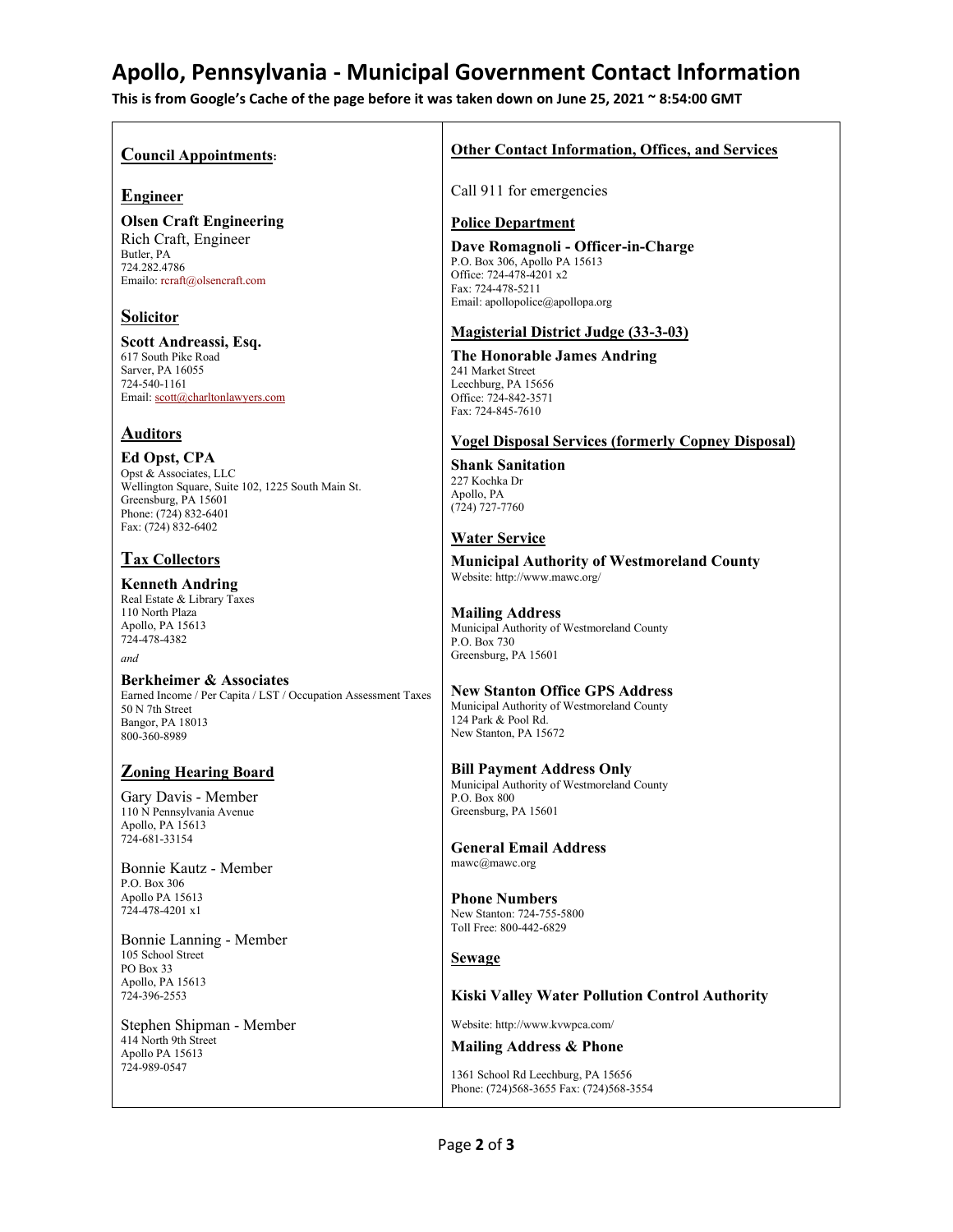# Apollo, Pennsylvania - Municipal Government Contact Information

**This is from Google's Cache of the page before it was taken down on June 25, 2021 ~ 8:54:00 GMT**

## Council Appointments:

### Engineer

**Olsen Craft Engineering**
Rich Craft, Engineer
Butler, PA
724.282.4786
Emailo: rcraft@olsencraft.com

### Solicitor

**Scott Andreassi, Esq.**
617 South Pike Road
Sarver, PA 16055
724-540-1161
Email: scott@charltonlawyers.com

### Auditors

**Ed Opst, CPA**
Opst & Associates, LLC
Wellington Square, Suite 102, 1225 South Main St.
Greensburg, PA 15601
Phone: (724) 832-6401
Fax: (724) 832-6402

### Tax Collectors

**Kenneth Andring**
Real Estate & Library Taxes
110 North Plaza
Apollo, PA 15613
724-478-4382

*and*

**Berkheimer & Associates**
Earned Income / Per Capita / LST / Occupation Assessment Taxes
50 N 7th Street
Bangor, PA 18013
800-360-8989

### Zoning Hearing Board

Gary Davis - Member
110 N Pennsylvania Avenue
Apollo, PA 15613
724-681-33154

Bonnie Kautz - Member
P.O. Box 306
Apollo PA 15613
724-478-4201 x1

Bonnie Lanning - Member
105 School Street
PO Box 33
Apollo, PA 15613
724-396-2553

Stephen Shipman - Member
414 North 9th Street
Apollo PA 15613
724-989-0547

## Other Contact Information, Offices, and Services

Call 911 for emergencies

### Police Department

**Dave Romagnoli - Officer-in-Charge**
P.O. Box 306, Apollo PA 15613
Office: 724-478-4201 x2
Fax: 724-478-5211
Email: apollopolice@apollopa.org

### Magisterial District Judge (33-3-03)

**The Honorable James Andring**
241 Market Street
Leechburg, PA 15656
Office: 724-842-3571
Fax: 724-845-7610

### Vogel Disposal Services (formerly Copney Disposal)

**Shank Sanitation**
227 Kochka Dr
Apollo, PA
(724) 727-7760

### Water Service

**Municipal Authority of Westmoreland County**
Website: http://www.mawc.org/

**Mailing Address**
Municipal Authority of Westmoreland County
P.O. Box 730
Greensburg, PA 15601

**New Stanton Office GPS Address**
Municipal Authority of Westmoreland County
124 Park & Pool Rd.
New Stanton, PA 15672

**Bill Payment Address Only**
Municipal Authority of Westmoreland County
P.O. Box 800
Greensburg, PA 15601

**General Email Address**
mawc@mawc.org

**Phone Numbers**
New Stanton: 724-755-5800
Toll Free: 800-442-6829

### Sewage

**Kiski Valley Water Pollution Control Authority**

Website: http://www.kvwpca.com/

**Mailing Address & Phone**

1361 School Rd Leechburg, PA 15656
Phone: (724)568-3655 Fax: (724)568-3554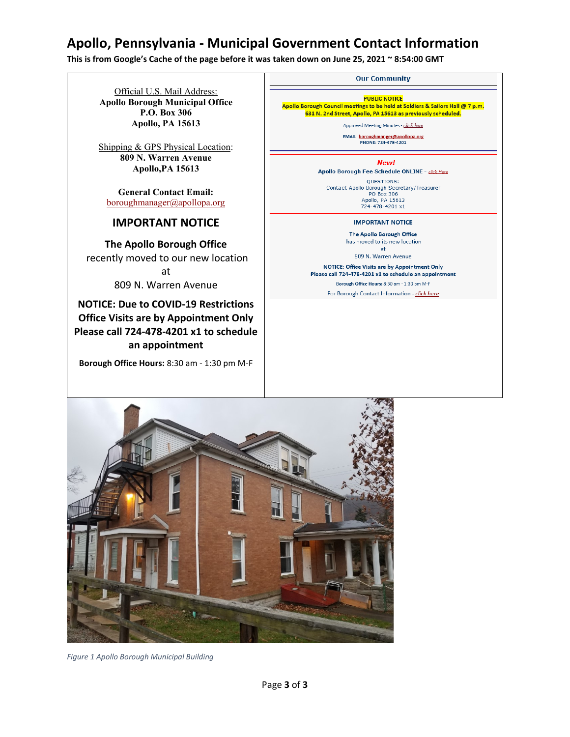# Apollo, Pennsylvania - Municipal Government Contact Information

**This is from Google's Cache of the page before it was taken down on June 25, 2021 ~ 8:54:00 GMT**

Official U.S. Mail Address:
**Apollo Borough Municipal Office**
**P.O. Box 306**
**Apollo, PA 15613**

Shipping & GPS Physical Location:
**809 N. Warren Avenue**
**Apollo,PA 15613**

**General Contact Email:**
boroughmanager@apollopa.org

## IMPORTANT NOTICE

**The Apollo Borough Office**
recently moved to our new location
at
809 N. Warren Avenue

**NOTICE: Due to COVID-19 Restrictions Office Visits are by Appointment Only Please call 724-478-4201 x1 to schedule an appointment**

**Borough Office Hours:** 8:30 am - 1:30 pm M-F

**Our Community**

**PUBLIC NOTICE**
**Apollo Borough Council meetings to be held at Soldiers & Sailors Hall @ 7 p.m. 631 N. 2nd Street, Apollo, PA 15613 as previously scheduled.**

Approved Meeting Minutes - click here

EMAIL: boroughmanger@apollopa.org
PHONE: 724-478-4201

***New!***
**Apollo Borough Fee Schedule ONLINE** - click Here

QUESTIONS:
Contact Apollo Borough Secretary/Treasurer
PO Box 306
Apollo, PA 15613
724-478-4201 x1

**IMPORTANT NOTICE**

**The Apollo Borough Office**
has moved to its new location
at
809 N. Warren Avenue

**NOTICE: Office Visits are by Appointment Only**
**Please call 724-478-4201 x1 to schedule an appointment**

**Borough Office Hours:** 8:30 am - 1:30 pm M-F

For Borough Contact Information - click here

*Figure 1 Apollo Borough Municipal Building*